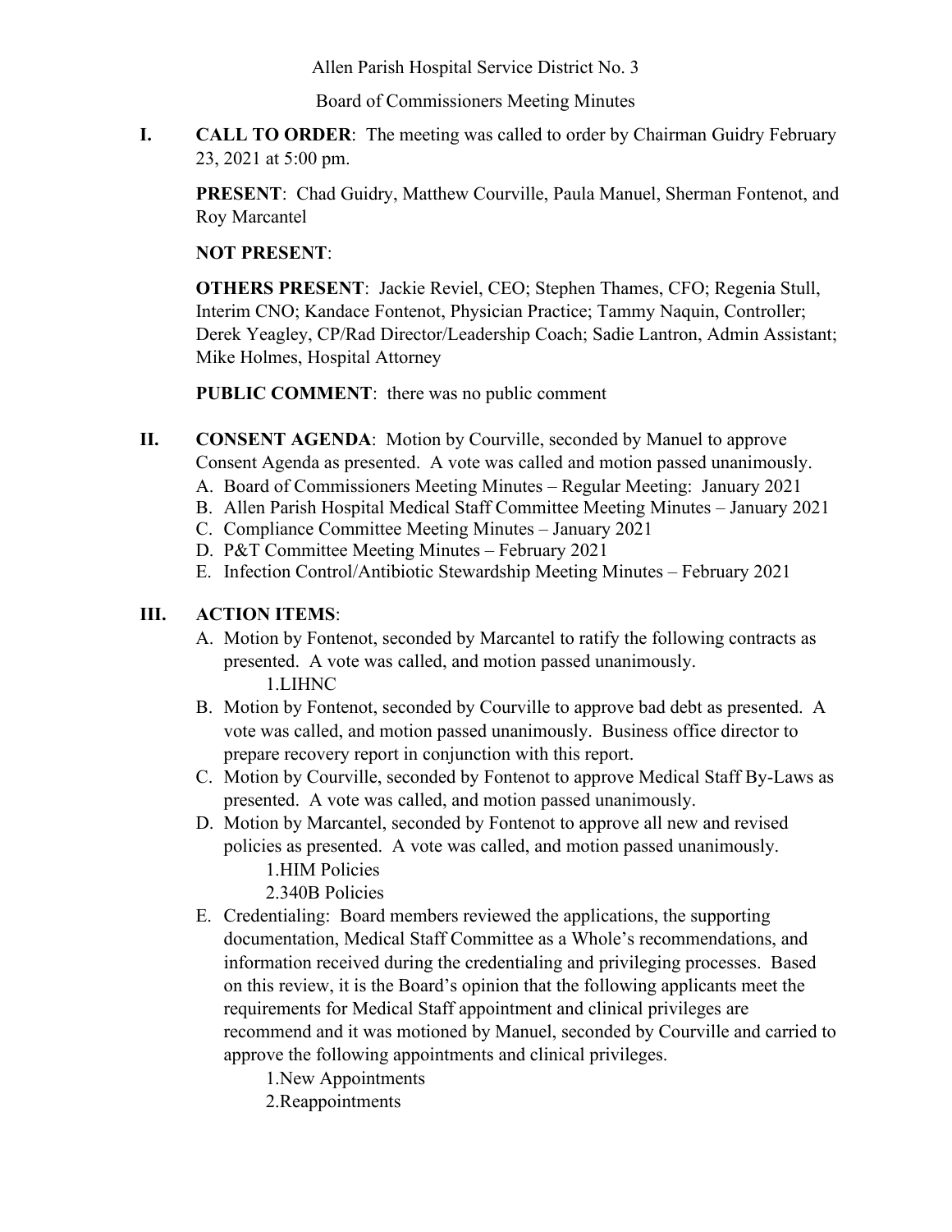Allen Parish Hospital Service District No. 3

Board of Commissioners Meeting Minutes

**I.** **CALL TO ORDER**: The meeting was called to order by Chairman Guidry February 23, 2021 at 5:00 pm.

**PRESENT**: Chad Guidry, Matthew Courville, Paula Manuel, Sherman Fontenot, and Roy Marcantel

**NOT PRESENT**:

**OTHERS PRESENT**: Jackie Reviel, CEO; Stephen Thames, CFO; Regenia Stull, Interim CNO; Kandace Fontenot, Physician Practice; Tammy Naquin, Controller; Derek Yeagley, CP/Rad Director/Leadership Coach; Sadie Lantron, Admin Assistant; Mike Holmes, Hospital Attorney

**PUBLIC COMMENT**: there was no public comment

**II.** **CONSENT AGENDA**: Motion by Courville, seconded by Manuel to approve Consent Agenda as presented. A vote was called and motion passed unanimously.

A. Board of Commissioners Meeting Minutes – Regular Meeting: January 2021
B. Allen Parish Hospital Medical Staff Committee Meeting Minutes – January 2021
C. Compliance Committee Meeting Minutes – January 2021
D. P&T Committee Meeting Minutes – February 2021
E. Infection Control/Antibiotic Stewardship Meeting Minutes – February 2021

**III.** **ACTION ITEMS**:

A. Motion by Fontenot, seconded by Marcantel to ratify the following contracts as presented. A vote was called, and motion passed unanimously.
    1. LIHNC
B. Motion by Fontenot, seconded by Courville to approve bad debt as presented. A vote was called, and motion passed unanimously. Business office director to prepare recovery report in conjunction with this report.
C. Motion by Courville, seconded by Fontenot to approve Medical Staff By-Laws as presented. A vote was called, and motion passed unanimously.
D. Motion by Marcantel, seconded by Fontenot to approve all new and revised policies as presented. A vote was called, and motion passed unanimously.
    1. HIM Policies
    2. 340B Policies
E. Credentialing: Board members reviewed the applications, the supporting documentation, Medical Staff Committee as a Whole's recommendations, and information received during the credentialing and privileging processes. Based on this review, it is the Board's opinion that the following applicants meet the requirements for Medical Staff appointment and clinical privileges are recommend and it was motioned by Manuel, seconded by Courville and carried to approve the following appointments and clinical privileges.
    1. New Appointments
    2. Reappointments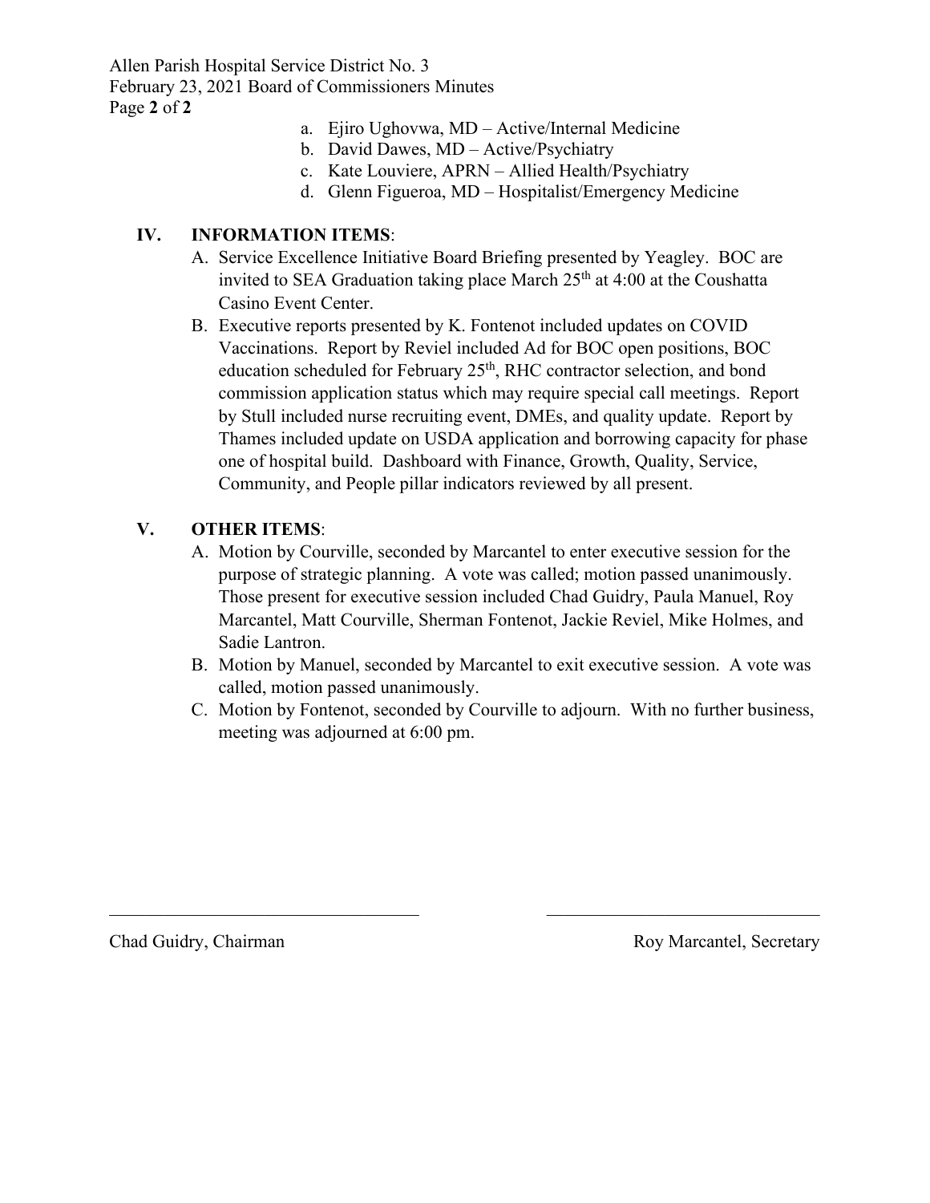a. Ejiro Ughovwa, MD – Active/Internal Medicine
b. David Dawes, MD – Active/Psychiatry
c. Kate Louviere, APRN – Allied Health/Psychiatry
d. Glenn Figueroa, MD – Hospitalist/Emergency Medicine

## IV. INFORMATION ITEMS:

A. Service Excellence Initiative Board Briefing presented by Yeagley. BOC are invited to SEA Graduation taking place March 25th at 4:00 at the Coushatta Casino Event Center.

B. Executive reports presented by K. Fontenot included updates on COVID Vaccinations. Report by Reviel included Ad for BOC open positions, BOC education scheduled for February 25th, RHC contractor selection, and bond commission application status which may require special call meetings. Report by Stull included nurse recruiting event, DMEs, and quality update. Report by Thames included update on USDA application and borrowing capacity for phase one of hospital build. Dashboard with Finance, Growth, Quality, Service, Community, and People pillar indicators reviewed by all present.

## V. OTHER ITEMS:

A. Motion by Courville, seconded by Marcantel to enter executive session for the purpose of strategic planning. A vote was called; motion passed unanimously. Those present for executive session included Chad Guidry, Paula Manuel, Roy Marcantel, Matt Courville, Sherman Fontenot, Jackie Reviel, Mike Holmes, and Sadie Lantron.

B. Motion by Manuel, seconded by Marcantel to exit executive session. A vote was called, motion passed unanimously.

C. Motion by Fontenot, seconded by Courville to adjourn. With no further business, meeting was adjourned at 6:00 pm.

\_\_\_\_\_\_\_\_\_\_\_\_\_\_\_\_\_\_\_\_\_\_\_\_\_\_\_\_\_\_\_\_\_\_

Chad Guidry, Chairman

\_\_\_\_\_\_\_\_\_\_\_\_\_\_\_\_\_\_\_\_\_\_\_\_\_\_\_\_\_\_\_\_\_\_

Roy Marcantel, Secretary